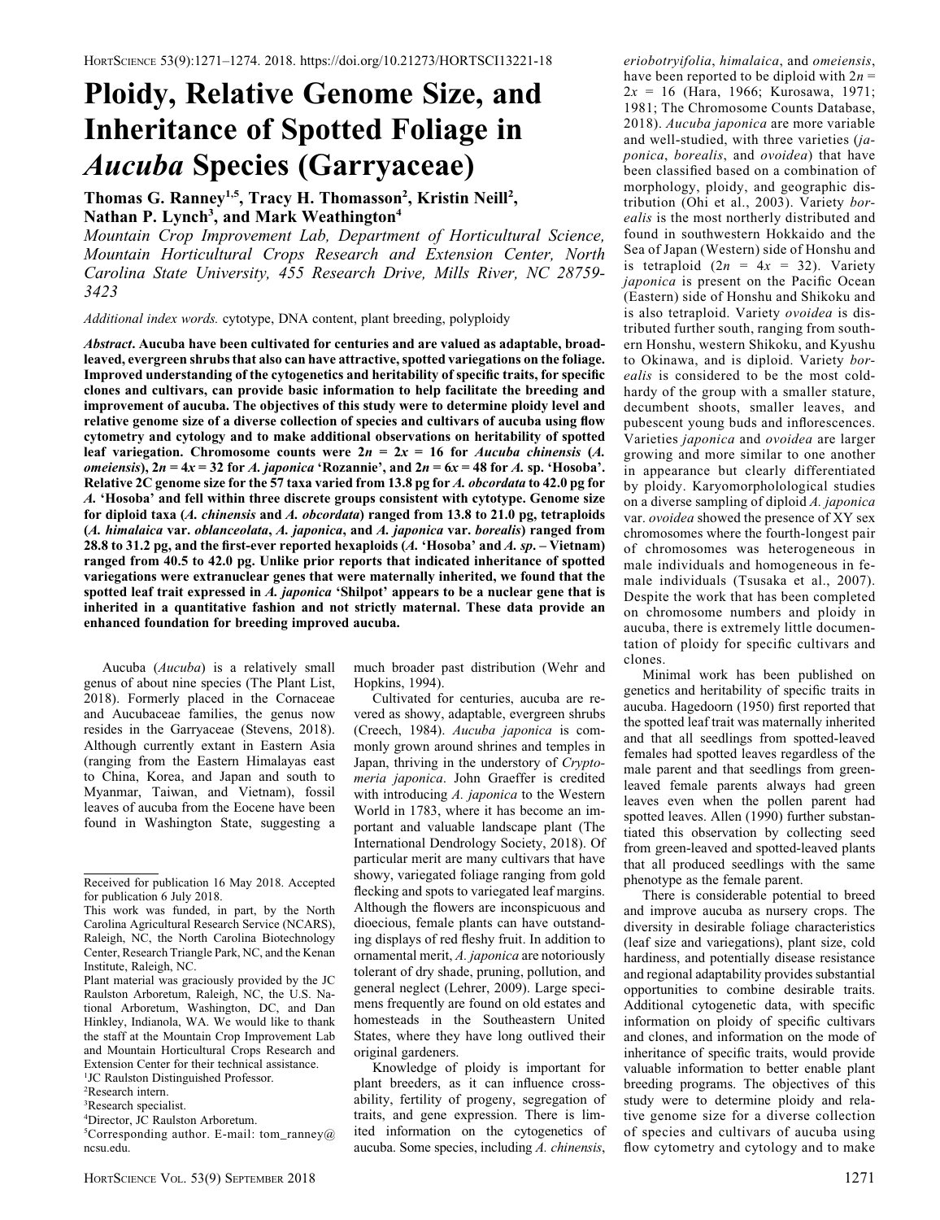# Ploidy, Relative Genome Size, and Inheritance of Spotted Foliage in *Aucuba* Species (Garryaceae)

**Thomas G. Ranney[1,5], Tracy H. Thomasson[2], Kristin Neill[2], Nathan P. Lynch[3], and Mark Weathington[4]**

*Mountain Crop Improvement Lab, Department of Horticultural Science, Mountain Horticultural Crops Research and Extension Center, North Carolina State University, 455 Research Drive, Mills River, NC 28759-3423*

*Additional index words.* cytotype, DNA content, plant breeding, polyploidy

***Abstract*. Aucuba have been cultivated for centuries and are valued as adaptable, broad-leaved, evergreen shrubs that also can have attractive, spotted variegations on the foliage. Improved understanding of the cytogenetics and heritability of specific traits, for specific clones and cultivars, can provide basic information to help facilitate the breeding and improvement of aucuba. The objectives of this study were to determine ploidy level and relative genome size of a diverse collection of species and cultivars of aucuba using flow cytometry and cytology and to make additional observations on heritability of spotted leaf variegation. Chromosome counts were $2n = 2x = 16$ for *Aucuba chinensis* (*A. omeiensis*), $2n = 4x = 32$ for *A. japonica* 'Rozannie', and $2n = 6x = 48$ for *A.* sp. 'Hosoba'. Relative 2C genome size for the 57 taxa varied from 13.8 pg for *A. obcordata* to 42.0 pg for *A.* 'Hosoba' and fell within three discrete groups consistent with cytotype. Genome size for diploid taxa (*A. chinensis* and *A. obcordata*) ranged from 13.8 to 21.0 pg, tetraploids (*A. himalaica* var. *oblanceolata*, *A. japonica*, and *A. japonica* var. *borealis*) ranged from 28.8 to 31.2 pg, and the first-ever reported hexaploids (*A.* 'Hosoba' and *A. sp.* – Vietnam) ranged from 40.5 to 42.0 pg. Unlike prior reports that indicated inheritance of spotted variegations were extranuclear genes that were maternally inherited, we found that the spotted leaf trait expressed in *A. japonica* 'Shilpot' appears to be a nuclear gene that is inherited in a quantitative fashion and not strictly maternal. These data provide an enhanced foundation for breeding improved aucuba.**

Aucuba (*Aucuba*) is a relatively small genus of about nine species (The Plant List, 2018). Formerly placed in the Cornaceae and Aucubaceae families, the genus now resides in the Garryaceae (Stevens, 2018). Although currently extant in Eastern Asia (ranging from the Eastern Himalayas east to China, Korea, and Japan and south to Myanmar, Taiwan, and Vietnam), fossil leaves of aucuba from the Eocene have been found in Washington State, suggesting a much broader past distribution (Wehr and Hopkins, 1994).

Cultivated for centuries, aucuba are revered as showy, adaptable, evergreen shrubs (Creech, 1984). *Aucuba japonica* is commonly grown around shrines and temples in Japan, thriving in the understory of *Cryptomeria japonica*. John Graeffer is credited with introducing *A. japonica* to the Western World in 1783, where it has become an important and valuable landscape plant (The International Dendrology Society, 2018). Of particular merit are many cultivars that have showy, variegated foliage ranging from gold flecking and spots to variegated leaf margins. Although the flowers are inconspicuous and dioecious, female plants can have outstanding displays of red fleshy fruit. In addition to ornamental merit, *A. japonica* are notoriously tolerant of dry shade, pruning, pollution, and general neglect (Lehrer, 2009). Large specimens frequently are found on old estates and homesteads in the Southeastern United States, where they have long outlived their original gardeners.

Knowledge of ploidy is important for plant breeders, as it can influence crossability, fertility of progeny, segregation of traits, and gene expression. There is limited information on the cytogenetics of aucuba. Some species, including *A. chinensis*, *eriobotryifolia*, *himalaica*, and *omeiensis*, have been reported to be diploid with $2n = 2x = 16$ (Hara, 1966; Kurosawa, 1971; 1981; The Chromosome Counts Database, 2018). *Aucuba japonica* are more variable and well-studied, with three varieties (*japonica*, *borealis*, and *ovoidea*) that have been classified based on a combination of morphology, ploidy, and geographic distribution (Ohi et al., 2003). Variety *borealis* is the most northerly distributed and found in southwestern Hokkaido and the Sea of Japan (Western) side of Honshu and is tetraploid ($2n = 4x = 32$). Variety *japonica* is present on the Pacific Ocean (Eastern) side of Honshu and Shikoku and is also tetraploid. Variety *ovoidea* is distributed further south, ranging from southern Honshu, western Shikoku, and Kyushu to Okinawa, and is diploid. Variety *borealis* is considered to be the most cold-hardy of the group with a smaller stature, decumbent shoots, smaller leaves, and pubescent young buds and inflorescences. Varieties *japonica* and *ovoidea* are larger growing and more similar to one another in appearance but clearly differentiated by ploidy. Karyomorphololgical studies on a diverse sampling of diploid *A. japonica* var. *ovoidea* showed the presence of XY sex chromosomes where the fourth-longest pair of chromosomes was heterogeneous in male individuals and homogeneous in female individuals (Tsusaka et al., 2007). Despite the work that has been completed on chromosome numbers and ploidy in aucuba, there is extremely little documentation of ploidy for specific cultivars and clones.

Minimal work has been published on genetics and heritability of specific traits in aucuba. Hagedoorn (1950) first reported that the spotted leaf trait was maternally inherited and that all seedlings from spotted-leaved females had spotted leaves regardless of the male parent and that seedlings from green-leaved female parents always had green leaves even when the pollen parent had spotted leaves. Allen (1990) further substantiated this observation by collecting seed from green-leaved and spotted-leaved plants that all produced seedlings with the same phenotype as the female parent.

There is considerable potential to breed and improve aucuba as nursery crops. The diversity in desirable foliage characteristics (leaf size and variegations), plant size, cold hardiness, and potentially disease resistance and regional adaptability provides substantial opportunities to combine desirable traits. Additional cytogenetic data, with specific information on ploidy of specific cultivars and clones, and information on the mode of inheritance of specific traits, would provide valuable information to better enable plant breeding programs. The objectives of this study were to determine ploidy and relative genome size for a diverse collection of species and cultivars of aucuba using flow cytometry and cytology and to make

---

Received for publication 16 May 2018. Accepted for publication 6 July 2018.

This work was funded, in part, by the North Carolina Agricultural Research Service (NCARS), Raleigh, NC, the North Carolina Biotechnology Center, Research Triangle Park, NC, and the Kenan Institute, Raleigh, NC.

Plant material was graciously provided by the JC Raulston Arboretum, Raleigh, NC, the U.S. National Arboretum, Washington, DC, and Dan Hinkley, Indianola, WA. We would like to thank the staff at the Mountain Crop Improvement Lab and Mountain Horticultural Crops Research and Extension Center for their technical assistance.

[1]JC Raulston Distinguished Professor.

[2]Research intern.

[3]Research specialist.

[4]Director, JC Raulston Arboretum.

[5]Corresponding author. E-mail: tom_ranney@ncsu.edu.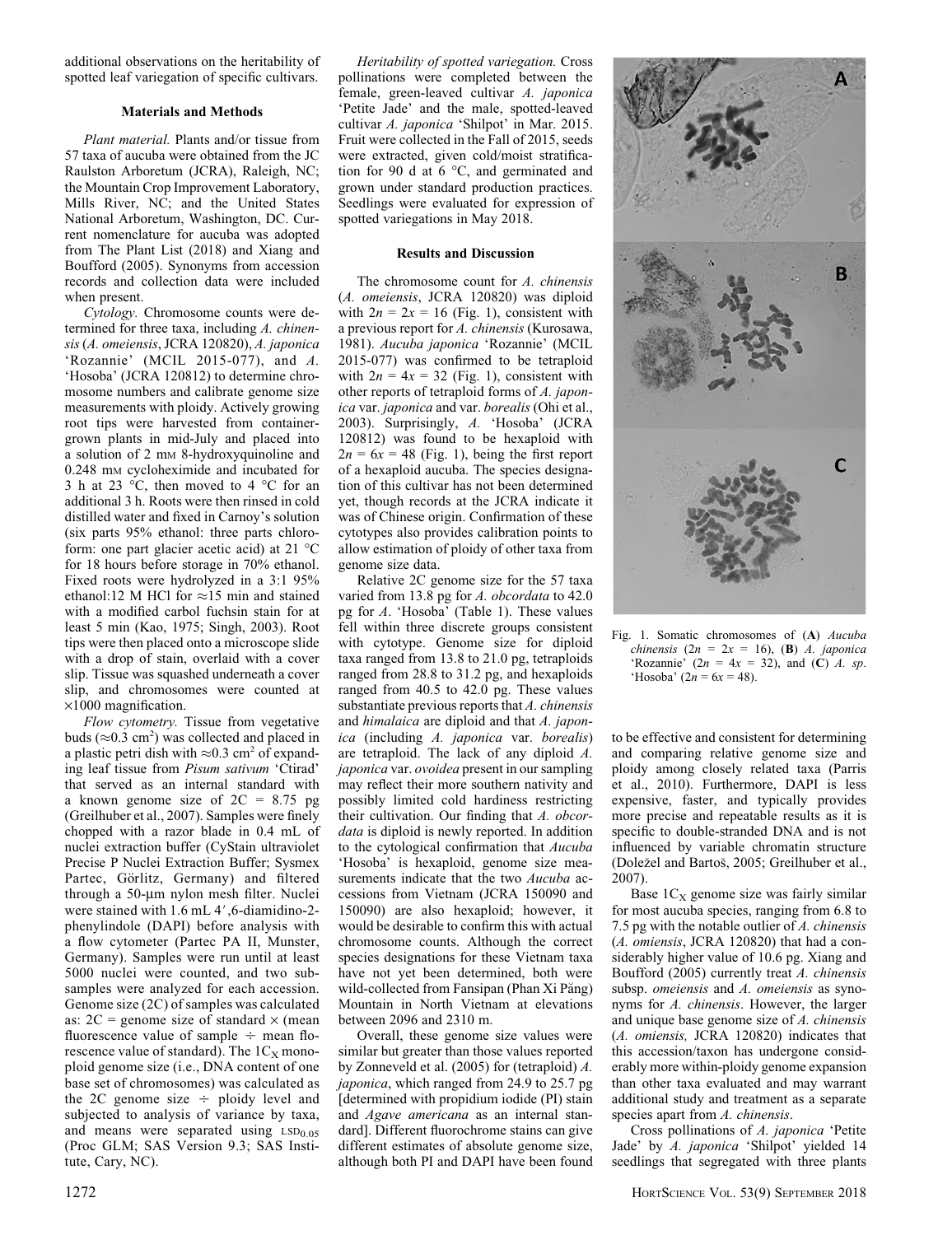additional observations on the heritability of spotted leaf variegation of specific cultivars.

## Materials and Methods

*Plant material.* Plants and/or tissue from 57 taxa of aucuba were obtained from the JC Raulston Arboretum (JCRA), Raleigh, NC; the Mountain Crop Improvement Laboratory, Mills River, NC; and the United States National Arboretum, Washington, DC. Current nomenclature for aucuba was adopted from The Plant List (2018) and Xiang and Boufford (2005). Synonyms from accession records and collection data were included when present.

*Cytology.* Chromosome counts were determined for three taxa, including *A. chinensis* (*A. omeiensis*, JCRA 120820), *A. japonica* 'Rozannie' (MCIL 2015-077), and *A.* 'Hosoba' (JCRA 120812) to determine chromosome numbers and calibrate genome size measurements with ploidy. Actively growing root tips were harvested from container-grown plants in mid-July and placed into a solution of 2 mM 8-hydroxyquinoline and 0.248 mM cycloheximide and incubated for 3 h at 23 °C, then moved to 4 °C for an additional 3 h. Roots were then rinsed in cold distilled water and fixed in Carnoy's solution (six parts 95% ethanol: three parts chloroform: one part glacier acetic acid) at 21 °C for 18 hours before storage in 70% ethanol. Fixed roots were hydrolyzed in a 3:1 95% ethanol:12 M HCl for ≈15 min and stained with a modified carbol fuchsin stain for at least 5 min (Kao, 1975; Singh, 2003). Root tips were then placed onto a microscope slide with a drop of stain, overlaid with a cover slip. Tissue was squashed underneath a cover slip, and chromosomes were counted at ×1000 magnification.

*Flow cytometry.* Tissue from vegetative buds (≈0.3 $cm^2$) was collected and placed in a plastic petri dish with ≈0.3 $cm^2$ of expanding leaf tissue from *Pisum sativum* 'Ctirad' that served as an internal standard with a known genome size of 2C = 8.75 pg (Greilhuber et al., 2007). Samples were finely chopped with a razor blade in 0.4 mL of nuclei extraction buffer (CyStain ultraviolet Precise P Nuclei Extraction Buffer; Sysmex Partec, Görlitz, Germany) and filtered through a 50-μm nylon mesh filter. Nuclei were stained with 1.6 mL 4′,6-diamidino-2-phenylindole (DAPI) before analysis with a flow cytometer (Partec PA II, Munster, Germany). Samples were run until at least 5000 nuclei were counted, and two subsamples were analyzed for each accession. Genome size (2C) of samples was calculated as: 2C = genome size of standard × (mean fluorescence value of sample ÷ mean florescence value of standard). The $1C_X$ monoploid genome size (i.e., DNA content of one base set of chromosomes) was calculated as the 2C genome size ÷ ploidy level and subjected to analysis of variance by taxa, and means were separated using $LSD_{0.05}$ (Proc GLM; SAS Version 9.3; SAS Institute, Cary, NC).

*Heritability of spotted variegation.* Cross pollinations were completed between the female, green-leaved cultivar *A. japonica* 'Petite Jade' and the male, spotted-leaved cultivar *A. japonica* 'Shilpot' in Mar. 2015. Fruit were collected in the Fall of 2015, seeds were extracted, given cold/moist stratification for 90 d at 6 °C, and germinated and grown under standard production practices. Seedlings were evaluated for expression of spotted variegations in May 2018.

## Results and Discussion

The chromosome count for *A. chinensis* (*A. omeiensis*, JCRA 120820) was diploid with $2n = 2x = 16$ (Fig. 1), consistent with a previous report for *A. chinensis* (Kurosawa, 1981). *Aucuba japonica* 'Rozannie' (MCIL 2015-077) was confirmed to be tetraploid with $2n = 4x = 32$ (Fig. 1), consistent with other reports of tetraploid forms of *A. japonica* var. *japonica* and var. *borealis* (Ohi et al., 2003). Surprisingly, *A.* 'Hosoba' (JCRA 120812) was found to be hexaploid with $2n = 6x = 48$ (Fig. 1), being the first report of a hexaploid aucuba. The species designation of this cultivar has not been determined yet, though records at the JCRA indicate it was of Chinese origin. Confirmation of these cytotypes also provides calibration points to allow estimation of ploidy of other taxa from genome size data.

Relative 2C genome size for the 57 taxa varied from 13.8 pg for *A. obcordata* to 42.0 pg for *A.* 'Hosoba' (Table 1). These values fell within three discrete groups consistent with cytotype. Genome size for diploid taxa ranged from 13.8 to 21.0 pg, tetraploids ranged from 28.8 to 31.2 pg, and hexaploids ranged from 40.5 to 42.0 pg. These values substantiate previous reports that *A. chinensis* and *himalaica* are diploid and that *A. japonica* (including *A. japonica* var. *borealis*) are tetraploid. The lack of any diploid *A. japonica* var. *ovoidea* present in our sampling may reflect their more southern nativity and possibly limited cold hardiness restricting their cultivation. Our finding that *A. obcordata* is diploid is newly reported. In addition to the cytological confirmation that *Aucuba* 'Hosoba' is hexaploid, genome size measurements indicate that the two *Aucuba* accessions from Vietnam (JCRA 150090 and 150090) are also hexaploid; however, it would be desirable to confirm this with actual chromosome counts. Although the correct species designations for these Vietnam taxa have not yet been determined, both were wild-collected from Fansipan (Phan Xi Păng) Mountain in North Vietnam at elevations between 2096 and 2310 m.

Overall, these genome size values were similar but greater than those values reported by Zonneveld et al. (2005) for (tetraploid) *A. japonica*, which ranged from 24.9 to 25.7 pg [determined with propidium iodide (PI) stain and *Agave americana* as an internal standard]. Different fluorochrome stains can give different estimates of absolute genome size, although both PI and DAPI have been found to be effective and consistent for determining and comparing relative genome size and ploidy among closely related taxa (Parris et al., 2010). Furthermore, DAPI is less expensive, faster, and typically provides more precise and repeatable results as it is specific to double-stranded DNA and is not influenced by variable chromatin structure (Doležel and Bartoš, 2005; Greilhuber et al., 2007).

Fig. 1. Somatic chromosomes of (**A**) *Aucuba chinensis* ($2n = 2x = 16$), (**B**) *A. japonica* 'Rozannie' ($2n = 4x = 32$), and (**C**) *A. sp*. 'Hosoba' ($2n = 6x = 48$).

Base $1C_X$ genome size was fairly similar for most aucuba species, ranging from 6.8 to 7.5 pg with the notable outlier of *A. chinensis* (*A. omiensis*, JCRA 120820) that had a considerably higher value of 10.6 pg. Xiang and Boufford (2005) currently treat *A. chinensis* subsp. *omeiensis* and *A. omeiensis* as synonyms for *A. chinensis*. However, the larger and unique base genome size of *A. chinensis* (*A. omiensis,* JCRA 120820) indicates that this accession/taxon has undergone considerably more within-ploidy genome expansion than other taxa evaluated and may warrant additional study and treatment as a separate species apart from *A. chinensis*.

Cross pollinations of *A. japonica* 'Petite Jade' by *A. japonica* 'Shilpot' yielded 14 seedlings that segregated with three plants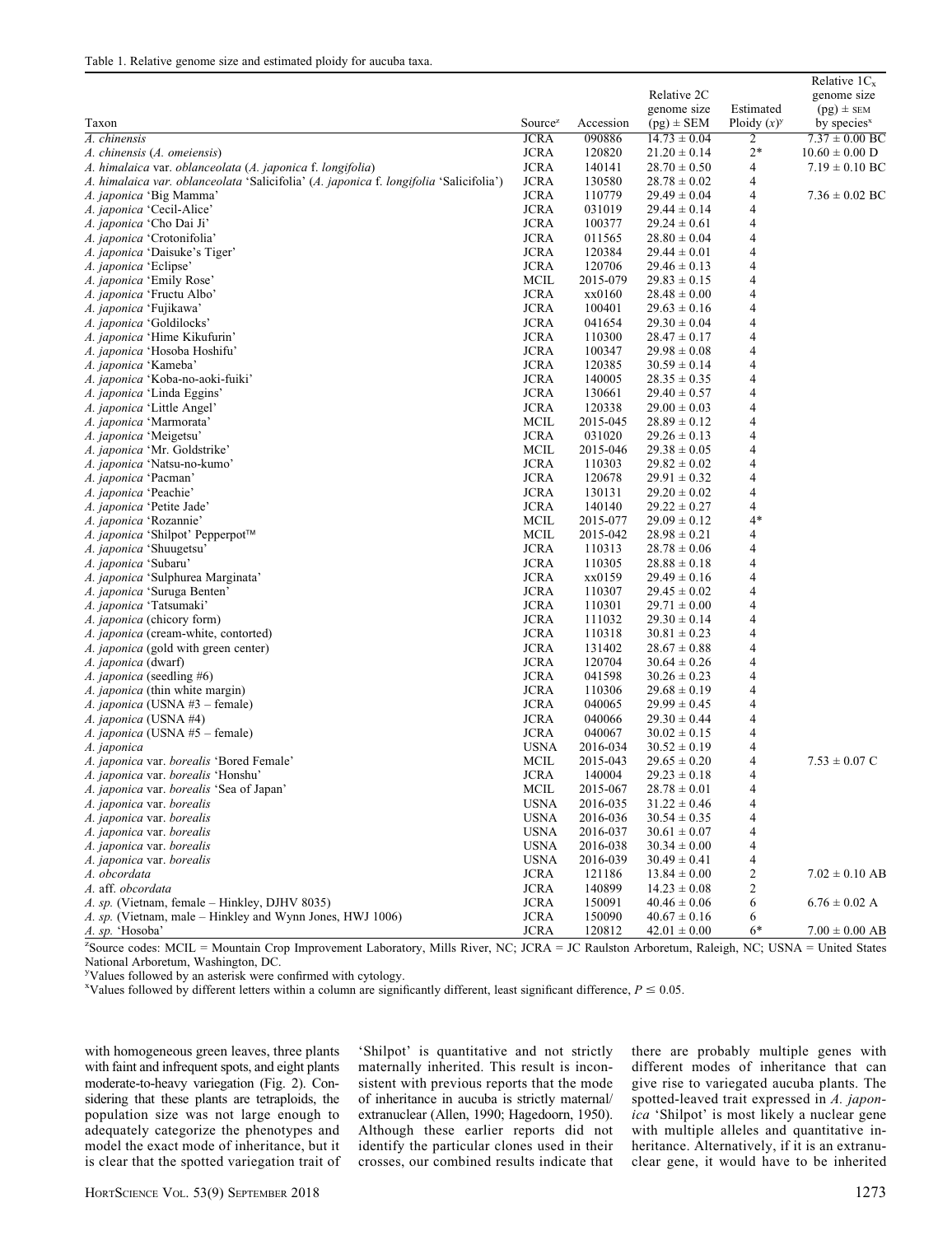Table 1. Relative genome size and estimated ploidy for aucuba taxa.

| Taxon | Source[z] | Accession | Relative 2C genome size (pg) ± SEM | Estimated Ploidy (x)[y] | Relative $1C_x$ genome size (pg) ± SEM by species[x] |
|---|---|---|---|---|---|
| *A. chinensis* | JCRA | 090886 | 14.73 ± 0.04 | 2 | 7.37 ± 0.00 BC |
| *A. chinensis* (*A. omeiensis*) | JCRA | 120820 | 21.20 ± 0.14 | 2* | 10.60 ± 0.00 D |
| *A. himalaica* var. *oblanceolata* (*A. japonica* f. *longifolia*) | JCRA | 140141 | 28.70 ± 0.50 | 4 | 7.19 ± 0.10 BC |
| *A. himalaica var. oblanceolata* 'Salicifolia' (*A. japonica* f. *longifolia* 'Salicifolia') | JCRA | 130580 | 28.78 ± 0.02 | 4 | |
| *A. japonica* 'Big Mamma' | JCRA | 110779 | 29.49 ± 0.04 | 4 | 7.36 ± 0.02 BC |
| *A. japonica* 'Cecil-Alice' | JCRA | 031019 | 29.44 ± 0.14 | 4 | |
| *A. japonica* 'Cho Dai Ji' | JCRA | 100377 | 29.24 ± 0.61 | 4 | |
| *A. japonica* 'Crotonifolia' | JCRA | 011565 | 28.80 ± 0.04 | 4 | |
| *A. japonica* 'Daisuke's Tiger' | JCRA | 120384 | 29.44 ± 0.01 | 4 | |
| *A. japonica* 'Eclipse' | JCRA | 120706 | 29.46 ± 0.13 | 4 | |
| *A. japonica* 'Emily Rose' | MCIL | 2015-079 | 29.83 ± 0.15 | 4 | |
| *A. japonica* 'Fructu Albo' | JCRA | xx0160 | 28.48 ± 0.00 | 4 | |
| *A. japonica* 'Fujikawa' | JCRA | 100401 | 29.63 ± 0.16 | 4 | |
| *A. japonica* 'Goldilocks' | JCRA | 041654 | 29.30 ± 0.04 | 4 | |
| *A. japonica* 'Hime Kikufurin' | JCRA | 110300 | 28.47 ± 0.17 | 4 | |
| *A. japonica* 'Hosoba Hoshifu' | JCRA | 100347 | 29.98 ± 0.08 | 4 | |
| *A. japonica* 'Kameba' | JCRA | 120385 | 30.59 ± 0.14 | 4 | |
| *A. japonica* 'Koba-no-aoki-fuiki' | JCRA | 140005 | 28.35 ± 0.35 | 4 | |
| *A. japonica* 'Linda Eggins' | JCRA | 130661 | 29.40 ± 0.57 | 4 | |
| *A. japonica* 'Little Angel' | JCRA | 120338 | 29.00 ± 0.03 | 4 | |
| *A. japonica* 'Marmorata' | MCIL | 2015-045 | 28.89 ± 0.12 | 4 | |
| *A. japonica* 'Meigetsu' | JCRA | 031020 | 29.26 ± 0.13 | 4 | |
| *A. japonica* 'Mr. Goldstrike' | MCIL | 2015-046 | 29.38 ± 0.05 | 4 | |
| *A. japonica* 'Natsu-no-kumo' | JCRA | 110303 | 29.82 ± 0.02 | 4 | |
| *A. japonica* 'Pacman' | JCRA | 120678 | 29.91 ± 0.32 | 4 | |
| *A. japonica* 'Peachie' | JCRA | 130131 | 29.20 ± 0.02 | 4 | |
| *A. japonica* 'Petite Jade' | JCRA | 140140 | 29.22 ± 0.27 | 4 | |
| *A. japonica* 'Rozannie' | MCIL | 2015-077 | 29.09 ± 0.12 | 4* | |
| *A. japonica* 'Shilpot' Pepperpot™ | MCIL | 2015-042 | 28.98 ± 0.21 | 4 | |
| *A. japonica* 'Shuugetsu' | JCRA | 110313 | 28.78 ± 0.06 | 4 | |
| *A. japonica* 'Subaru' | JCRA | 110305 | 28.88 ± 0.18 | 4 | |
| *A. japonica* 'Sulphurea Marginata' | JCRA | xx0159 | 29.49 ± 0.16 | 4 | |
| *A. japonica* 'Suruga Benten' | JCRA | 110307 | 29.45 ± 0.02 | 4 | |
| *A. japonica* 'Tatsumaki' | JCRA | 110301 | 29.71 ± 0.00 | 4 | |
| *A. japonica* (chicory form) | JCRA | 111032 | 29.30 ± 0.14 | 4 | |
| *A. japonica* (cream-white, contorted) | JCRA | 110318 | 30.81 ± 0.23 | 4 | |
| *A. japonica* (gold with green center) | JCRA | 131402 | 28.67 ± 0.88 | 4 | |
| *A. japonica* (dwarf) | JCRA | 120704 | 30.64 ± 0.26 | 4 | |
| *A. japonica* (seedling #6) | JCRA | 041598 | 30.26 ± 0.23 | 4 | |
| *A. japonica* (thin white margin) | JCRA | 110306 | 29.68 ± 0.19 | 4 | |
| *A. japonica* (USNA #3 – female) | JCRA | 040065 | 29.99 ± 0.45 | 4 | |
| *A. japonica* (USNA #4) | JCRA | 040066 | 29.30 ± 0.44 | 4 | |
| *A. japonica* (USNA #5 – female) | JCRA | 040067 | 30.02 ± 0.15 | 4 | |
| *A. japonica* | USNA | 2016-034 | 30.52 ± 0.19 | 4 | |
| *A. japonica* var. *borealis* 'Bored Female' | MCIL | 2015-043 | 29.65 ± 0.20 | 4 | 7.53 ± 0.07 C |
| *A. japonica* var. *borealis* 'Honshu' | JCRA | 140004 | 29.23 ± 0.18 | 4 | |
| *A. japonica* var. *borealis* 'Sea of Japan' | MCIL | 2015-067 | 28.78 ± 0.01 | 4 | |
| *A. japonica* var. *borealis* | USNA | 2016-035 | 31.22 ± 0.46 | 4 | |
| *A. japonica* var. *borealis* | USNA | 2016-036 | 30.54 ± 0.35 | 4 | |
| *A. japonica* var. *borealis* | USNA | 2016-037 | 30.61 ± 0.07 | 4 | |
| *A. japonica* var. *borealis* | USNA | 2016-038 | 30.34 ± 0.00 | 4 | |
| *A. japonica* var. *borealis* | USNA | 2016-039 | 30.49 ± 0.41 | 4 | |
| *A. obcordata* | JCRA | 121186 | 13.84 ± 0.00 | 2 | 7.02 ± 0.10 AB |
| *A.* aff. *obcordata* | JCRA | 140899 | 14.23 ± 0.08 | 2 | |
| *A. sp.* (Vietnam, female – Hinkley, DJHV 8035) | JCRA | 150091 | 40.46 ± 0.06 | 6 | 6.76 ± 0.02 A |
| *A. sp.* (Vietnam, male – Hinkley and Wynn Jones, HWJ 1006) | JCRA | 150090 | 40.67 ± 0.16 | 6 | |
| *A. sp.* 'Hosoba' | JCRA | 120812 | 42.01 ± 0.00 | 6* | 7.00 ± 0.00 AB |

[z]Source codes: MCIL = Mountain Crop Improvement Laboratory, Mills River, NC; JCRA = JC Raulston Arboretum, Raleigh, NC; USNA = United States National Arboretum, Washington, DC.

[y]Values followed by an asterisk were confirmed with cytology.

[x]Values followed by different letters within a column are significantly different, least significant difference, $P \leq 0.05$.

with homogeneous green leaves, three plants with faint and infrequent spots, and eight plants moderate-to-heavy variegation (Fig. 2). Considering that these plants are tetraploids, the population size was not large enough to adequately categorize the phenotypes and model the exact mode of inheritance, but it is clear that the spotted variegation trait of 'Shilpot' is quantitative and not strictly maternally inherited. This result is inconsistent with previous reports that the mode of inheritance in aucuba is strictly maternal/extranuclear (Allen, 1990; Hagedoorn, 1950). Although these earlier reports did not identify the particular clones used in their crosses, our combined results indicate that there are probably multiple genes with different modes of inheritance that can give rise to variegated aucuba plants. The spotted-leaved trait expressed in *A. japonica* 'Shilpot' is most likely a nuclear gene with multiple alleles and quantitative inheritance. Alternatively, if it is an extranuclear gene, it would have to be inherited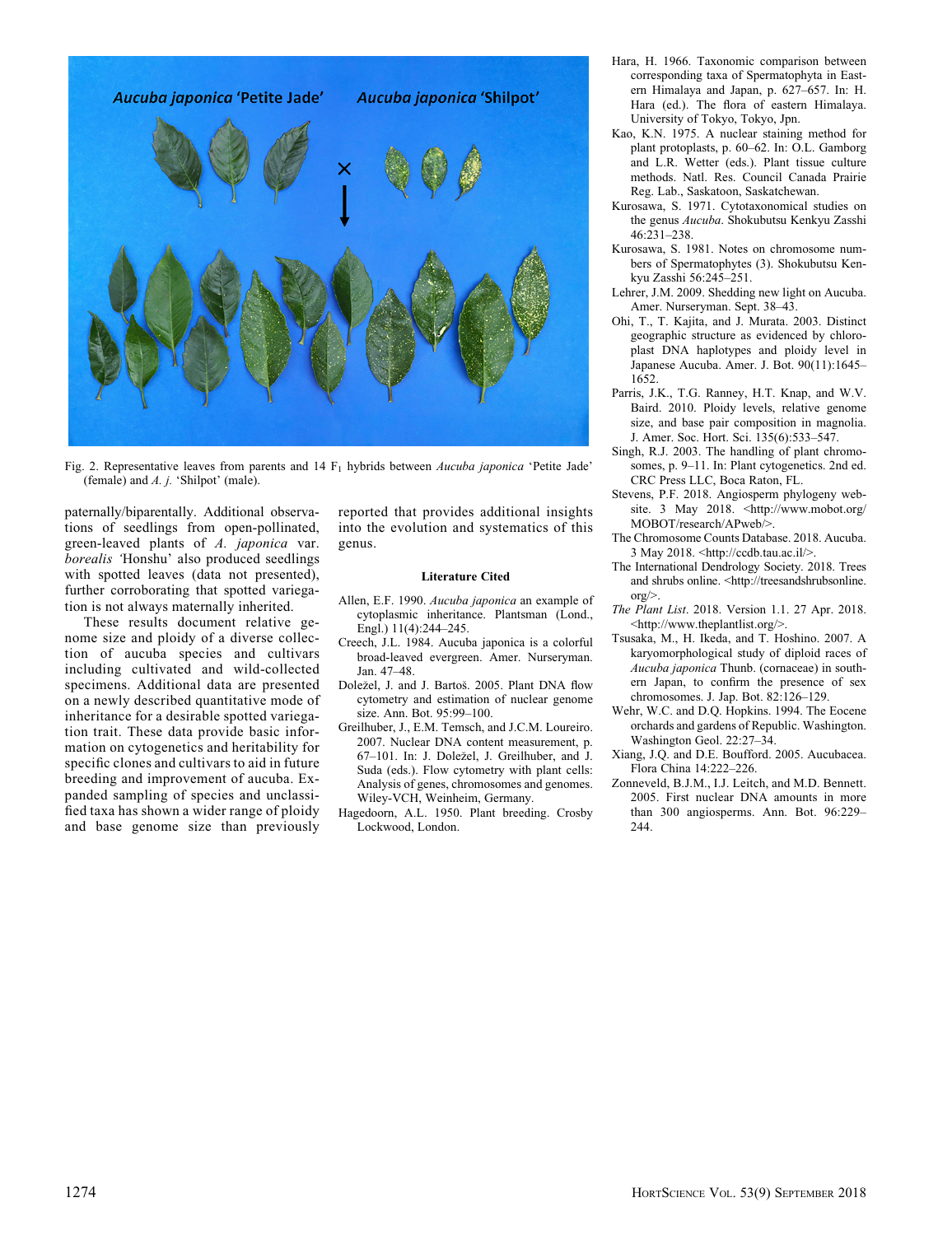*Aucuba japonica* 'Petite Jade'

*Aucuba japonica* 'Shilpot'

×

Fig. 2. Representative leaves from parents and 14 $F_1$ hybrids between *Aucuba japonica* 'Petite Jade' (female) and *A. j.* 'Shilpot' (male).

paternally/biparentally. Additional observations of seedlings from open-pollinated, green-leaved plants of *A. japonica* var. *borealis* 'Honshu' also produced seedlings with spotted leaves (data not presented), further corroborating that spotted variegation is not always maternally inherited.

These results document relative genome size and ploidy of a diverse collection of aucuba species and cultivars including cultivated and wild-collected specimens. Additional data are presented on a newly described quantitative mode of inheritance for a desirable spotted variegation trait. These data provide basic information on cytogenetics and heritability for specific clones and cultivars to aid in future breeding and improvement of aucuba. Expanded sampling of species and unclassified taxa has shown a wider range of ploidy and base genome size than previously reported that provides additional insights into the evolution and systematics of this genus.

## Literature Cited

Allen, E.F. 1990. *Aucuba japonica* an example of cytoplasmic inheritance. Plantsman (Lond., Engl.) 11(4):244–245.

Creech, J.L. 1984. Aucuba japonica is a colorful broad-leaved evergreen. Amer. Nurseryman. Jan. 47–48.

Doležel, J. and J. Bartoš. 2005. Plant DNA flow cytometry and estimation of nuclear genome size. Ann. Bot. 95:99–100.

Greilhuber, J., E.M. Temsch, and J.C.M. Loureiro. 2007. Nuclear DNA content measurement, p. 67–101. In: J. Doležel, J. Greilhuber, and J. Suda (eds.). Flow cytometry with plant cells: Analysis of genes, chromosomes and genomes. Wiley-VCH, Weinheim, Germany.

Hagedoorn, A.L. 1950. Plant breeding. Crosby Lockwood, London.

Hara, H. 1966. Taxonomic comparison between corresponding taxa of Spermatophyta in Eastern Himalaya and Japan, p. 627–657. In: H. Hara (ed.). The flora of eastern Himalaya. University of Tokyo, Tokyo, Jpn.

Kao, K.N. 1975. A nuclear staining method for plant protoplasts, p. 60–62. In: O.L. Gamborg and L.R. Wetter (eds.). Plant tissue culture methods. Natl. Res. Council Canada Prairie Reg. Lab., Saskatoon, Saskatchewan.

Kurosawa, S. 1971. Cytotaxonomical studies on the genus *Aucuba*. Shokubutsu Kenkyu Zasshi 46:231–238.

Kurosawa, S. 1981. Notes on chromosome numbers of Spermatophytes (3). Shokubutsu Kenkyu Zasshi 56:245–251.

Lehrer, J.M. 2009. Shedding new light on Aucuba. Amer. Nurseryman. Sept. 38–43.

Ohi, T., T. Kajita, and J. Murata. 2003. Distinct geographic structure as evidenced by chloroplast DNA haplotypes and ploidy level in Japanese Aucuba. Amer. J. Bot. 90(11):1645–1652.

Parris, J.K., T.G. Ranney, H.T. Knap, and W.V. Baird. 2010. Ploidy levels, relative genome size, and base pair composition in magnolia. J. Amer. Soc. Hort. Sci. 135(6):533–547.

Singh, R.J. 2003. The handling of plant chromosomes, p. 9–11. In: Plant cytogenetics. 2nd ed. CRC Press LLC, Boca Raton, FL.

Stevens, P.F. 2018. Angiosperm phylogeny website. 3 May 2018. <http://www.mobot.org/MOBOT/research/APweb/>.

The Chromosome Counts Database. 2018. Aucuba. 3 May 2018. <http://ccdb.tau.ac.il/>.

The International Dendrology Society. 2018. Trees and shrubs online. <http://treesandshrubsonline.org/>.

*The Plant List*. 2018. Version 1.1. 27 Apr. 2018. <http://www.theplantlist.org/>.

Tsusaka, M., H. Ikeda, and T. Hoshino. 2007. A karyomorphological study of diploid races of *Aucuba japonica* Thunb. (cornaceae) in southern Japan, to confirm the presence of sex chromosomes. J. Jap. Bot. 82:126–129.

Wehr, W.C. and D.Q. Hopkins. 1994. The Eocene orchards and gardens of Republic. Washington. Washington Geol. 22:27–34.

Xiang, J.Q. and D.E. Boufford. 2005. Aucubacea. Flora China 14:222–226.

Zonneveld, B.J.M., I.J. Leitch, and M.D. Bennett. 2005. First nuclear DNA amounts in more than 300 angiosperms. Ann. Bot. 96:229–244.